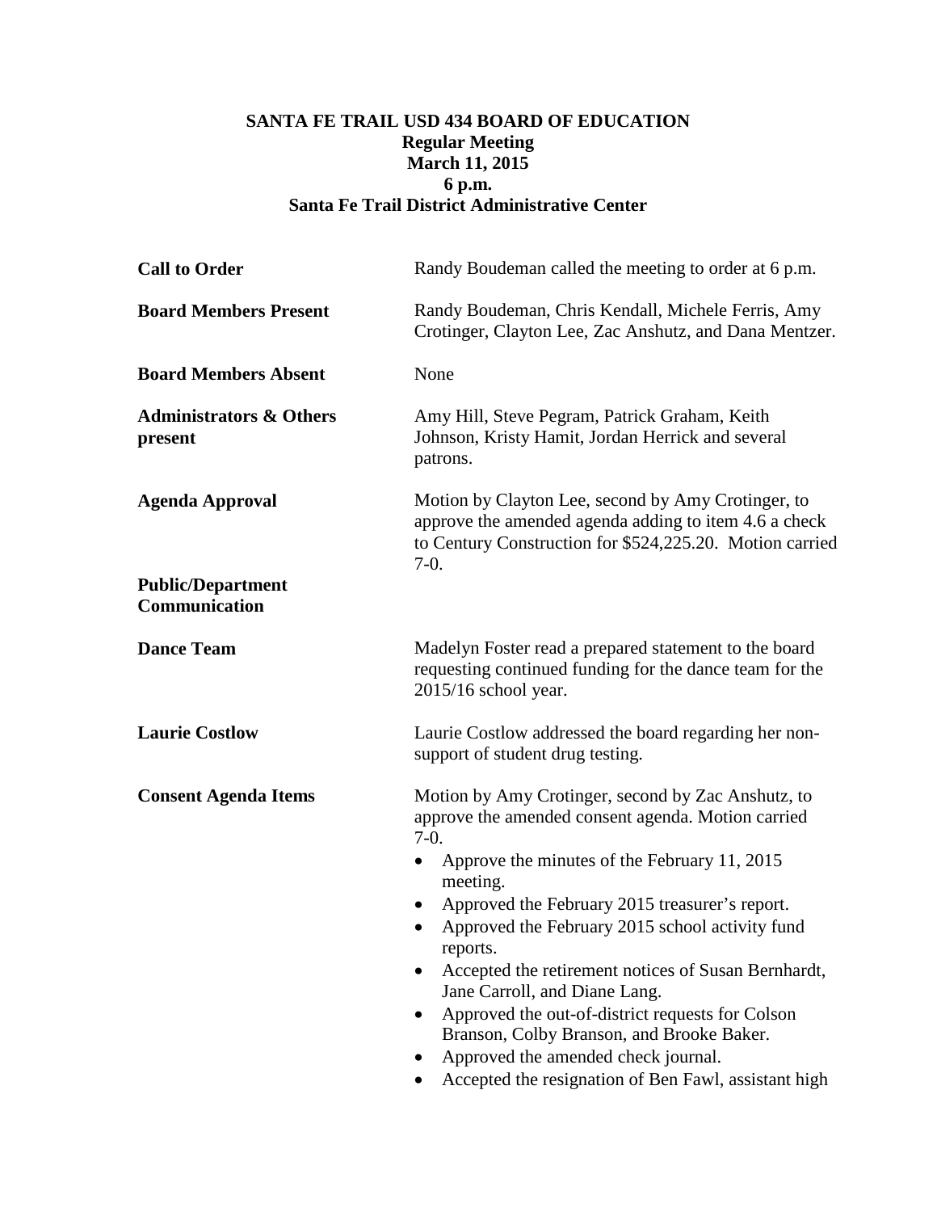**SANTA FE TRAIL USD 434 BOARD OF EDUCATION**
**Regular Meeting**
**March 11, 2015**
**6 p.m.**
**Santa Fe Trail District Administrative Center**

| | |
|---|---|
| **Call to Order** | Randy Boudeman called the meeting to order at 6 p.m. |
| **Board Members Present** | Randy Boudeman, Chris Kendall, Michele Ferris, Amy Crotinger, Clayton Lee, Zac Anshutz, and Dana Mentzer. |
| **Board Members Absent** | None |
| **Administrators & Others present** | Amy Hill, Steve Pegram, Patrick Graham, Keith Johnson, Kristy Hamit, Jordan Herrick and several patrons. |
| **Agenda Approval** | Motion by Clayton Lee, second by Amy Crotinger, to approve the amended agenda adding to item 4.6 a check to Century Construction for $524,225.20. Motion carried 7-0. |
| **Public/Department Communication** | |
| **Dance Team** | Madelyn Foster read a prepared statement to the board requesting continued funding for the dance team for the 2015/16 school year. |
| **Laurie Costlow** | Laurie Costlow addressed the board regarding her non-support of student drug testing. |
| **Consent Agenda Items** | Motion by Amy Crotinger, second by Zac Anshutz, to approve the amended consent agenda. Motion carried 7-0. |

- Approve the minutes of the February 11, 2015 meeting.
- Approved the February 2015 treasurer's report.
- Approved the February 2015 school activity fund reports.
- Accepted the retirement notices of Susan Bernhardt, Jane Carroll, and Diane Lang.
- Approved the out-of-district requests for Colson Branson, Colby Branson, and Brooke Baker.
- Approved the amended check journal.
- Accepted the resignation of Ben Fawl, assistant high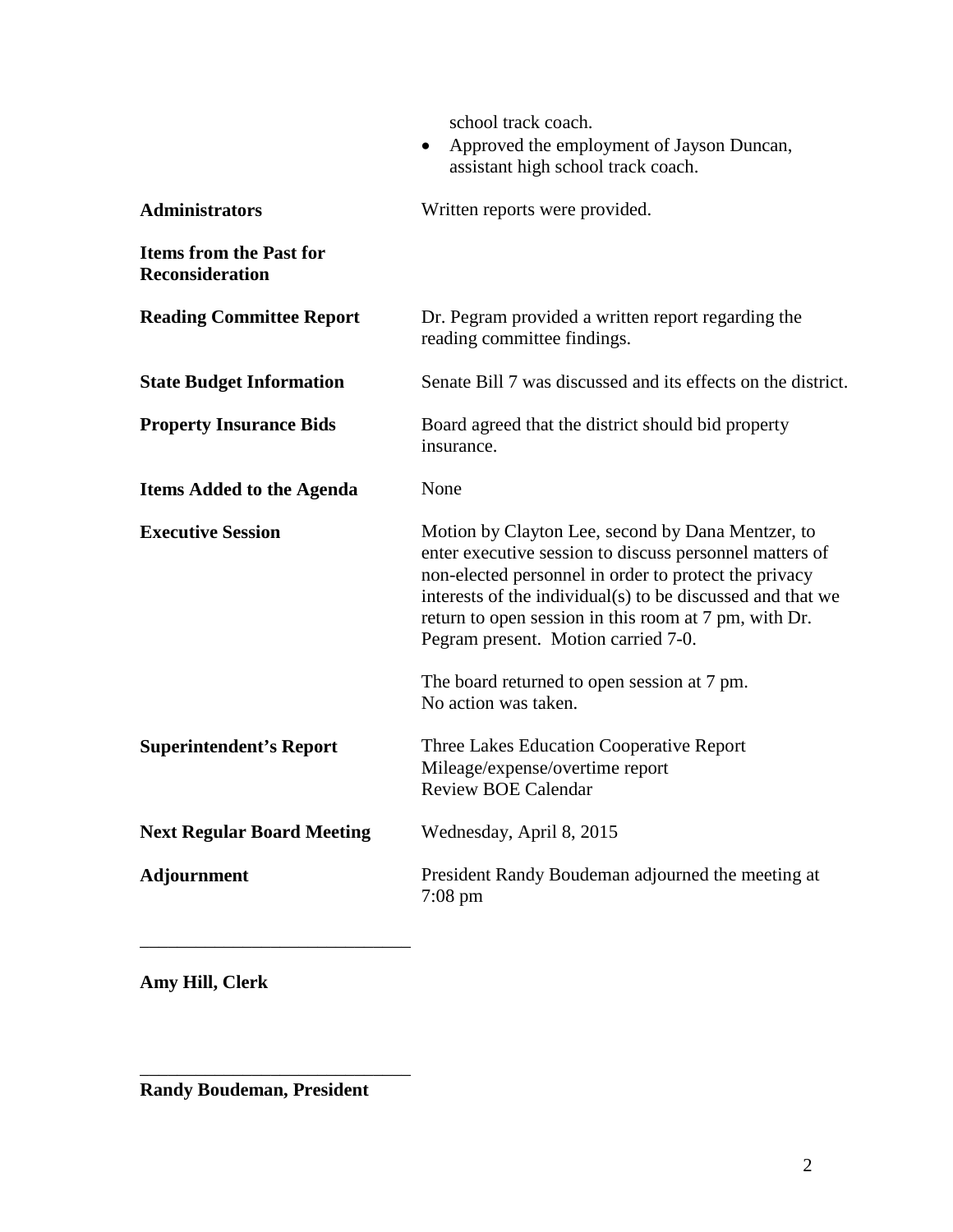school track coach.

- Approved the employment of Jayson Duncan, assistant high school track coach.

**Administrators**
Written reports were provided.

**Items from the Past for Reconsideration**

**Reading Committee Report**
Dr. Pegram provided a written report regarding the reading committee findings.

**State Budget Information**
Senate Bill 7 was discussed and its effects on the district.

**Property Insurance Bids**
Board agreed that the district should bid property insurance.

**Items Added to the Agenda**
None

**Executive Session**
Motion by Clayton Lee, second by Dana Mentzer, to enter executive session to discuss personnel matters of non-elected personnel in order to protect the privacy interests of the individual(s) to be discussed and that we return to open session in this room at 7 pm, with Dr. Pegram present. Motion carried 7-0.

The board returned to open session at 7 pm.
No action was taken.

**Superintendent's Report**
Three Lakes Education Cooperative Report
Mileage/expense/overtime report
Review BOE Calendar

**Next Regular Board Meeting**
Wednesday, April 8, 2015

**Adjournment**
President Randy Boudeman adjourned the meeting at 7:08 pm

\_\_\_\_\_\_\_\_\_\_\_\_\_\_\_\_\_\_\_\_\_\_\_\_\_\_\_\_

**Amy Hill, Clerk**

\_\_\_\_\_\_\_\_\_\_\_\_\_\_\_\_\_\_\_\_\_\_\_\_\_\_\_\_

**Randy Boudeman, President**